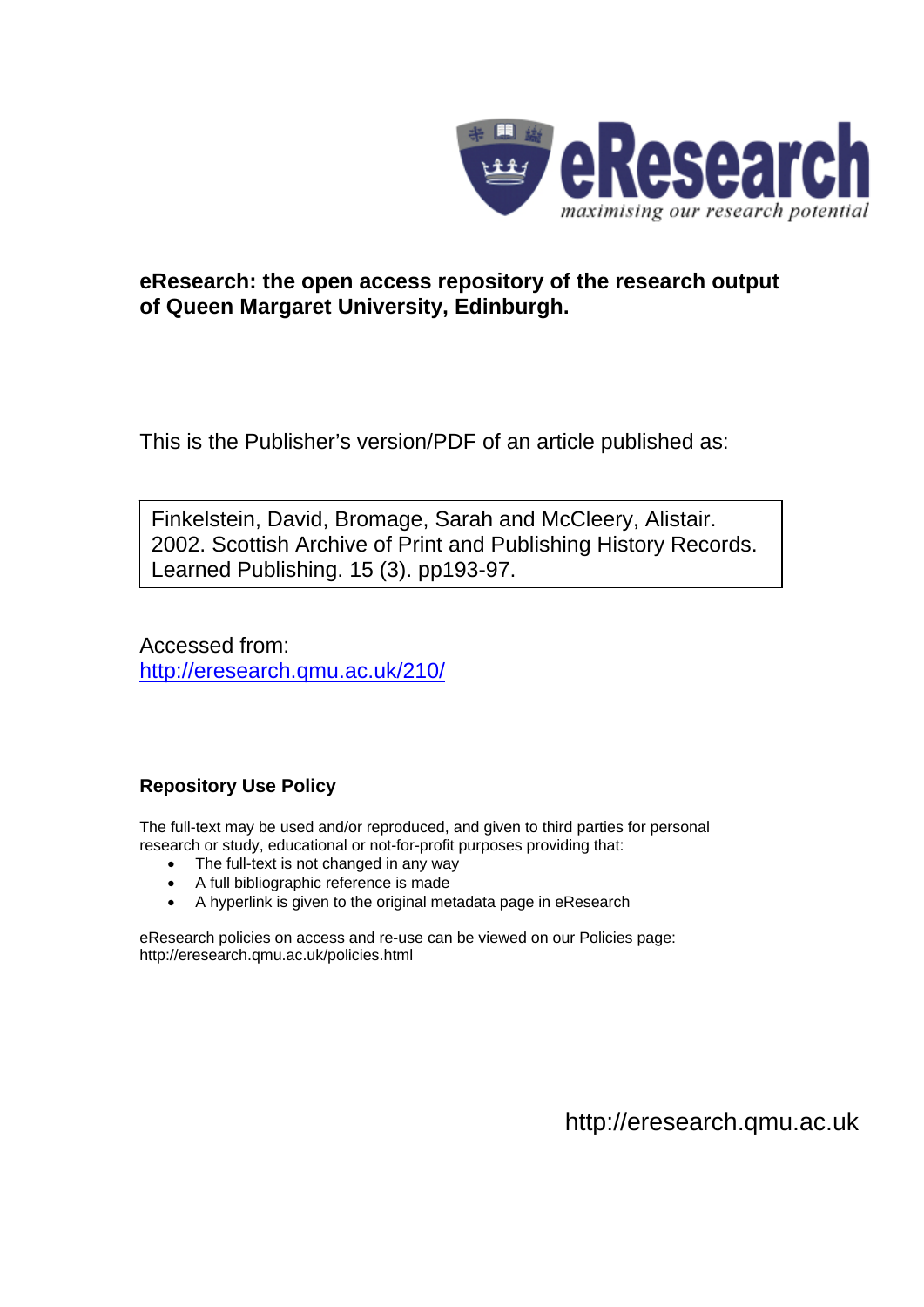eResearch

*maximising our research potential*

**eResearch: the open access repository of the research output of Queen Margaret University, Edinburgh.**

This is the Publisher's version/PDF of an article published as:

Finkelstein, David, Bromage, Sarah and McCleery, Alistair. 2002. Scottish Archive of Print and Publishing History Records. Learned Publishing. 15 (3). pp193-97.

Accessed from:
[http://eresearch.qmu.ac.uk/210/](http://eresearch.qmu.ac.uk/210/)

**Repository Use Policy**

The full-text may be used and/or reproduced, and given to third parties for personal research or study, educational or not-for-profit purposes providing that:

- The full-text is not changed in any way
- A full bibliographic reference is made
- A hyperlink is given to the original metadata page in eResearch

eResearch policies on access and re-use can be viewed on our Policies page: http://eresearch.qmu.ac.uk/policies.html

http://eresearch.qmu.ac.uk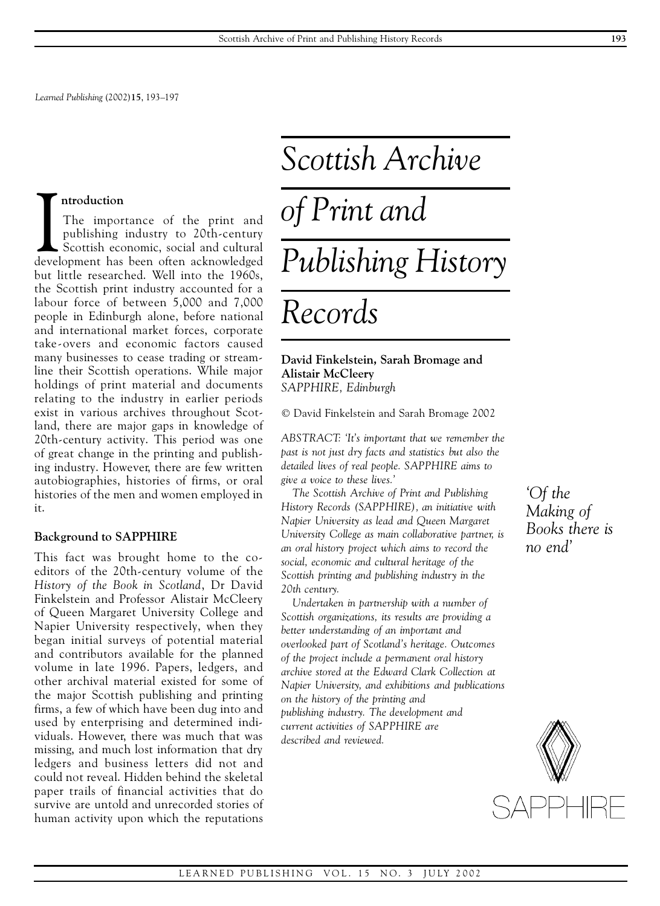*Learned Publishing* (2002)**15**, 193–197

# Scottish Archive of Print and Publishing History Records

**David Finkelstein, Sarah Bromage and Alistair McCleery**
*SAPPHIRE, Edinburgh*

© David Finkelstein and Sarah Bromage 2002

*ABSTRACT: 'It's important that we remember the past is not just dry facts and statistics but also the detailed lives of real people. SAPPHIRE aims to give a voice to these lives.'*

*The Scottish Archive of Print and Publishing History Records (SAPPHIRE), an initiative with Napier University as lead and Queen Margaret University College as main collaborative partner, is an oral history project which aims to record the social, economic and cultural heritage of the Scottish printing and publishing industry in the 20th century.*

*Undertaken in partnership with a number of Scottish organizations, its results are providing a better understanding of an important and overlooked part of Scotland's heritage. Outcomes of the project include a permanent oral history archive stored at the Edward Clark Collection at Napier University, and exhibitions and publications on the history of the printing and publishing industry. The development and current activities of SAPPHIRE are described and reviewed.*

*'Of the Making of Books there is no end'*

SAPPHIRE

## Introduction

The importance of the print and publishing industry to 20th-century Scottish economic, social and cultural development has been often acknowledged but little researched. Well into the 1960s, the Scottish print industry accounted for a labour force of between 5,000 and 7,000 people in Edinburgh alone, before national and international market forces, corporate take-overs and economic factors caused many businesses to cease trading or streamline their Scottish operations. While major holdings of print material and documents relating to the industry in earlier periods exist in various archives throughout Scotland, there are major gaps in knowledge of 20th-century activity. This period was one of great change in the printing and publishing industry. However, there are few written autobiographies, histories of firms, or oral histories of the men and women employed in it.

## Background to SAPPHIRE

This fact was brought home to the co-editors of the 20th-century volume of the *History of the Book in Scotland*, Dr David Finkelstein and Professor Alistair McCleery of Queen Margaret University College and Napier University respectively, when they began initial surveys of potential material and contributors available for the planned volume in late 1996. Papers, ledgers, and other archival material existed for some of the major Scottish publishing and printing firms, a few of which have been dug into and used by enterprising and determined individuals. However, there was much that was missing, and much lost information that dry ledgers and business letters did not and could not reveal. Hidden behind the skeletal paper trails of financial activities that do survive are untold and unrecorded stories of human activity upon which the reputations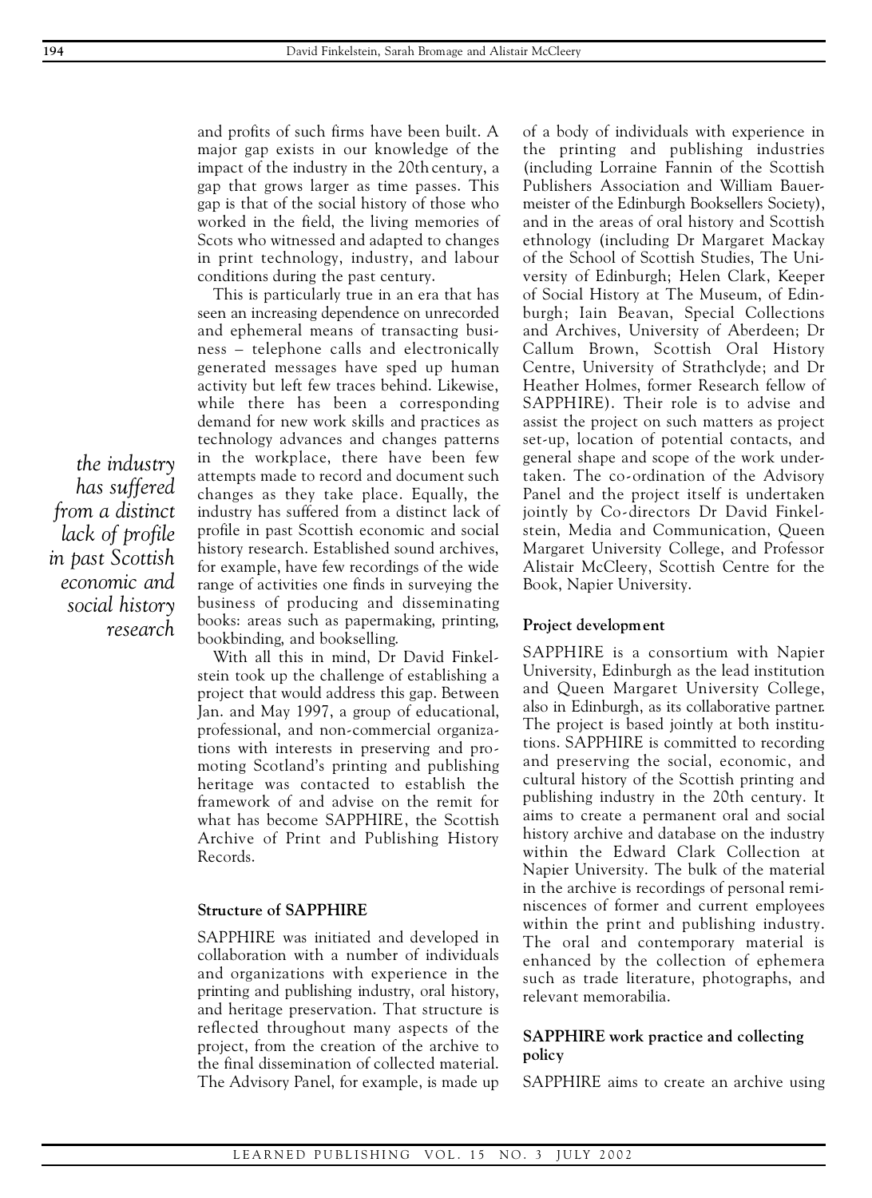and profits of such firms have been built. A major gap exists in our knowledge of the impact of the industry in the 20th century, a gap that grows larger as time passes. This gap is that of the social history of those who worked in the field, the living memories of Scots who witnessed and adapted to changes in print technology, industry, and labour conditions during the past century.

This is particularly true in an era that has seen an increasing dependence on unrecorded and ephemeral means of transacting business – telephone calls and electronically generated messages have sped up human activity but left few traces behind. Likewise, while there has been a corresponding demand for new work skills and practices as technology advances and changes patterns in the workplace, there have been few attempts made to record and document such changes as they take place. Equally, the industry has suffered from a distinct lack of profile in past Scottish economic and social history research. Established sound archives, for example, have few recordings of the wide range of activities one finds in surveying the business of producing and disseminating books: areas such as papermaking, printing, bookbinding, and bookselling.

*the industry has suffered from a distinct lack of profile in past Scottish economic and social history research*

With all this in mind, Dr David Finkelstein took up the challenge of establishing a project that would address this gap. Between Jan. and May 1997, a group of educational, professional, and non-commercial organizations with interests in preserving and promoting Scotland's printing and publishing heritage was contacted to establish the framework of and advise on the remit for what has become SAPPHIRE, the Scottish Archive of Print and Publishing History Records.

## Structure of SAPPHIRE

SAPPHIRE was initiated and developed in collaboration with a number of individuals and organizations with experience in the printing and publishing industry, oral history, and heritage preservation. That structure is reflected throughout many aspects of the project, from the creation of the archive to the final dissemination of collected material. The Advisory Panel, for example, is made up of a body of individuals with experience in the printing and publishing industries (including Lorraine Fannin of the Scottish Publishers Association and William Bauermeister of the Edinburgh Booksellers Society), and in the areas of oral history and Scottish ethnology (including Dr Margaret Mackay of the School of Scottish Studies, The University of Edinburgh; Helen Clark, Keeper of Social History at The Museum, of Edinburgh; Iain Beavan, Special Collections and Archives, University of Aberdeen; Dr Callum Brown, Scottish Oral History Centre, University of Strathclyde; and Dr Heather Holmes, former Research fellow of SAPPHIRE). Their role is to advise and assist the project on such matters as project set-up, location of potential contacts, and general shape and scope of the work undertaken. The co-ordination of the Advisory Panel and the project itself is undertaken jointly by Co-directors Dr David Finkelstein, Media and Communication, Queen Margaret University College, and Professor Alistair McCleery, Scottish Centre for the Book, Napier University.

## Project development

SAPPHIRE is a consortium with Napier University, Edinburgh as the lead institution and Queen Margaret University College, also in Edinburgh, as its collaborative partner. The project is based jointly at both institutions. SAPPHIRE is committed to recording and preserving the social, economic, and cultural history of the Scottish printing and publishing industry in the 20th century. It aims to create a permanent oral and social history archive and database on the industry within the Edward Clark Collection at Napier University. The bulk of the material in the archive is recordings of personal reminiscences of former and current employees within the print and publishing industry. The oral and contemporary material is enhanced by the collection of ephemera such as trade literature, photographs, and relevant memorabilia.

## SAPPHIRE work practice and collecting policy

SAPPHIRE aims to create an archive using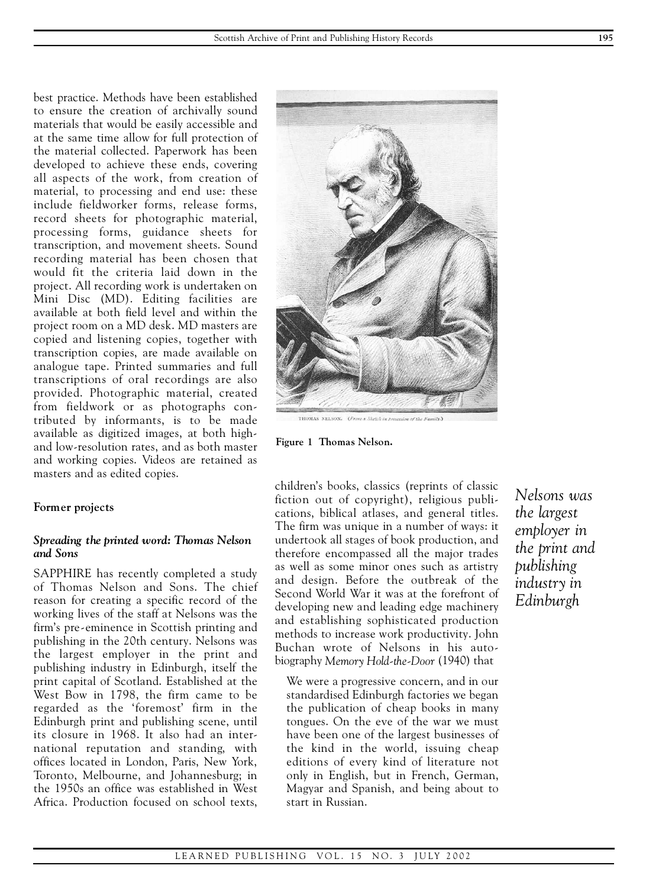best practice. Methods have been established to ensure the creation of archivally sound materials that would be easily accessible and at the same time allow for full protection of the material collected. Paperwork has been developed to achieve these ends, covering all aspects of the work, from creation of material, to processing and end use: these include fieldworker forms, release forms, record sheets for photographic material, processing forms, guidance sheets for transcription, and movement sheets. Sound recording material has been chosen that would fit the criteria laid down in the project. All recording work is undertaken on Mini Disc (MD). Editing facilities are available at both field level and within the project room on a MD desk. MD masters are copied and listening copies, together with transcription copies, are made available on analogue tape. Printed summaries and full transcriptions of oral recordings are also provided. Photographic material, created from fieldwork or as photographs contributed by informants, is to be made available as digitized images, at both high- and low-resolution rates, and as both master and working copies. Videos are retained as masters and as edited copies.

**Figure 1 Thomas Nelson.**

## Former projects

### *Spreading the printed word: Thomas Nelson and Sons*

SAPPHIRE has recently completed a study of Thomas Nelson and Sons. The chief reason for creating a specific record of the working lives of the staff at Nelsons was the firm's pre-eminence in Scottish printing and publishing in the 20th century. Nelsons was the largest employer in the print and publishing industry in Edinburgh, itself the print capital of Scotland. Established at the West Bow in 1798, the firm came to be regarded as the 'foremost' firm in the Edinburgh print and publishing scene, until its closure in 1968. It also had an international reputation and standing, with offices located in London, Paris, New York, Toronto, Melbourne, and Johannesburg; in the 1950s an office was established in West Africa. Production focused on school texts, children's books, classics (reprints of classic fiction out of copyright), religious publications, biblical atlases, and general titles. The firm was unique in a number of ways: it undertook all stages of book production, and therefore encompassed all the major trades as well as some minor ones such as artistry and design. Before the outbreak of the Second World War it was at the forefront of developing new and leading edge machinery and establishing sophisticated production methods to increase work productivity. John Buchan wrote of Nelsons in his autobiography *Memory Hold-the-Door* (1940) that

*Nelsons was the largest employer in the print and publishing industry in Edinburgh*

> We were a progressive concern, and in our standardised Edinburgh factories we began the publication of cheap books in many tongues. On the eve of the war we must have been one of the largest businesses of the kind in the world, issuing cheap editions of every kind of literature not only in English, but in French, German, Magyar and Spanish, and being about to start in Russian.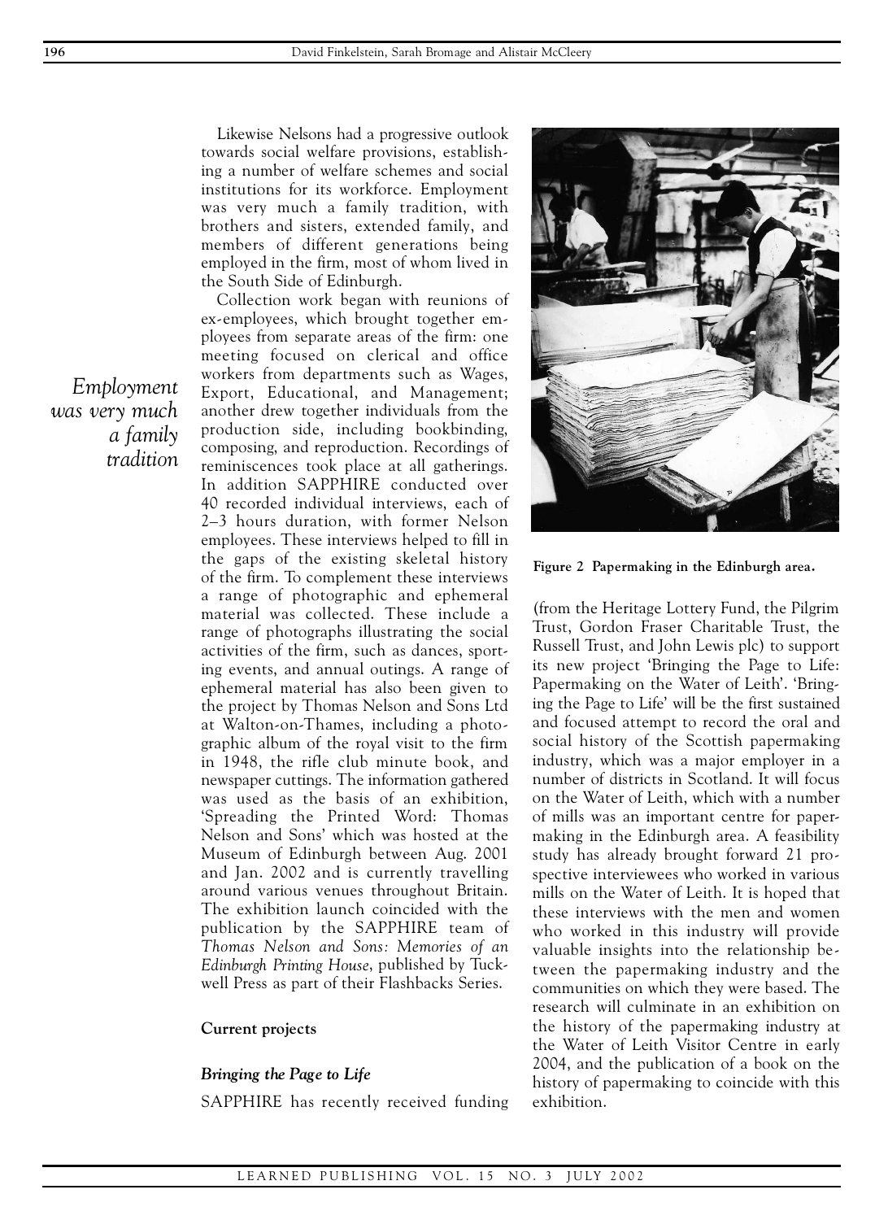Likewise Nelsons had a progressive outlook towards social welfare provisions, establishing a number of welfare schemes and social institutions for its workforce. Employment was very much a family tradition, with brothers and sisters, extended family, and members of different generations being employed in the firm, most of whom lived in the South Side of Edinburgh.

*Employment was very much a family tradition*

Collection work began with reunions of ex-employees, which brought together employees from separate areas of the firm: one meeting focused on clerical and office workers from departments such as Wages, Export, Educational, and Management; another drew together individuals from the production side, including bookbinding, composing, and reproduction. Recordings of reminiscences took place at all gatherings. In addition SAPPHIRE conducted over 40 recorded individual interviews, each of 2–3 hours duration, with former Nelson employees. These interviews helped to fill in the gaps of the existing skeletal history of the firm. To complement these interviews a range of photographic and ephemeral material was collected. These include a range of photographs illustrating the social activities of the firm, such as dances, sporting events, and annual outings. A range of ephemeral material has also been given to the project by Thomas Nelson and Sons Ltd at Walton-on-Thames, including a photographic album of the royal visit to the firm in 1948, the rifle club minute book, and newspaper cuttings. The information gathered was used as the basis of an exhibition, 'Spreading the Printed Word: Thomas Nelson and Sons' which was hosted at the Museum of Edinburgh between Aug. 2001 and Jan. 2002 and is currently travelling around various venues throughout Britain. The exhibition launch coincided with the publication by the SAPPHIRE team of *Thomas Nelson and Sons: Memories of an Edinburgh Printing House*, published by Tuckwell Press as part of their Flashbacks Series.

**Figure 2 Papermaking in the Edinburgh area.**

## Current projects

### *Bringing the Page to Life*

SAPPHIRE has recently received funding (from the Heritage Lottery Fund, the Pilgrim Trust, Gordon Fraser Charitable Trust, the Russell Trust, and John Lewis plc) to support its new project 'Bringing the Page to Life: Papermaking on the Water of Leith'. 'Bringing the Page to Life' will be the first sustained and focused attempt to record the oral and social history of the Scottish papermaking industry, which was a major employer in a number of districts in Scotland. It will focus on the Water of Leith, which with a number of mills was an important centre for papermaking in the Edinburgh area. A feasibility study has already brought forward 21 prospective interviewees who worked in various mills on the Water of Leith. It is hoped that these interviews with the men and women who worked in this industry will provide valuable insights into the relationship between the papermaking industry and the communities on which they were based. The research will culminate in an exhibition on the history of the papermaking industry at the Water of Leith Visitor Centre in early 2004, and the publication of a book on the history of papermaking to coincide with this exhibition.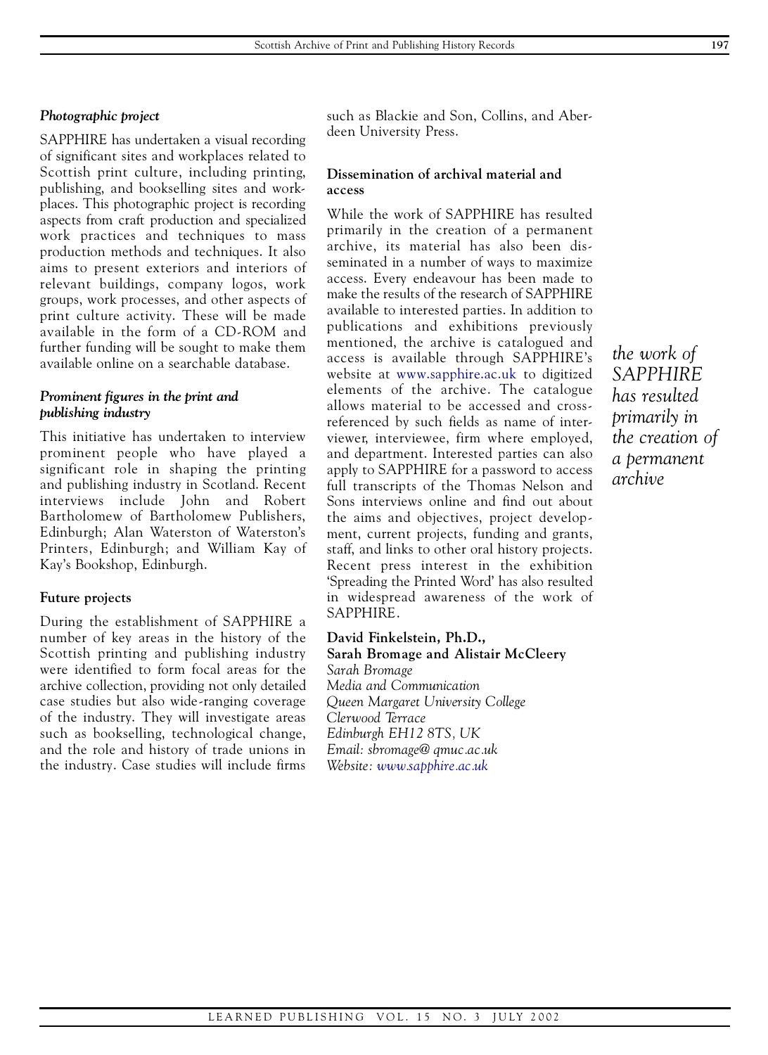### *Photographic project*

SAPPHIRE has undertaken a visual recording of significant sites and workplaces related to Scottish print culture, including printing, publishing, and bookselling sites and workplaces. This photographic project is recording aspects from craft production and specialized work practices and techniques to mass production methods and techniques. It also aims to present exteriors and interiors of relevant buildings, company logos, work groups, work processes, and other aspects of print culture activity. These will be made available in the form of a CD-ROM and further funding will be sought to make them available online on a searchable database.

### *Prominent figures in the print and publishing industry*

This initiative has undertaken to interview prominent people who have played a significant role in shaping the printing and publishing industry in Scotland. Recent interviews include John and Robert Bartholomew of Bartholomew Publishers, Edinburgh; Alan Waterston of Waterston's Printers, Edinburgh; and William Kay of Kay's Bookshop, Edinburgh.

## Future projects

During the establishment of SAPPHIRE a number of key areas in the history of the Scottish printing and publishing industry were identified to form focal areas for the archive collection, providing not only detailed case studies but also wide-ranging coverage of the industry. They will investigate areas such as bookselling, technological change, and the role and history of trade unions in the industry. Case studies will include firms such as Blackie and Son, Collins, and Aberdeen University Press.

## Dissemination of archival material and access

While the work of SAPPHIRE has resulted primarily in the creation of a permanent archive, its material has also been disseminated in a number of ways to maximize access. Every endeavour has been made to make the results of the research of SAPPHIRE available to interested parties. In addition to publications and exhibitions previously mentioned, the archive is catalogued and access is available through SAPPHIRE's website at www.sapphire.ac.uk to digitized elements of the archive. The catalogue allows material to be accessed and cross-referenced by such fields as name of interviewer, interviewee, firm where employed, and department. Interested parties can also apply to SAPPHIRE for a password to access full transcripts of the Thomas Nelson and Sons interviews online and find out about the aims and objectives, project development, current projects, funding and grants, staff, and links to other oral history projects. Recent press interest in the exhibition 'Spreading the Printed Word' has also resulted in widespread awareness of the work of SAPPHIRE.

*the work of SAPPHIRE has resulted primarily in the creation of a permanent archive*

**David Finkelstein, Ph.D.,**
**Sarah Bromage and Alistair McCleery**
*Sarah Bromage*
*Media and Communication*
*Queen Margaret University College*
*Clerwood Terrace*
*Edinburgh EH12 8TS, UK*
*Email: sbromage@qmuc.ac.uk*
*Website: www.sapphire.ac.uk*